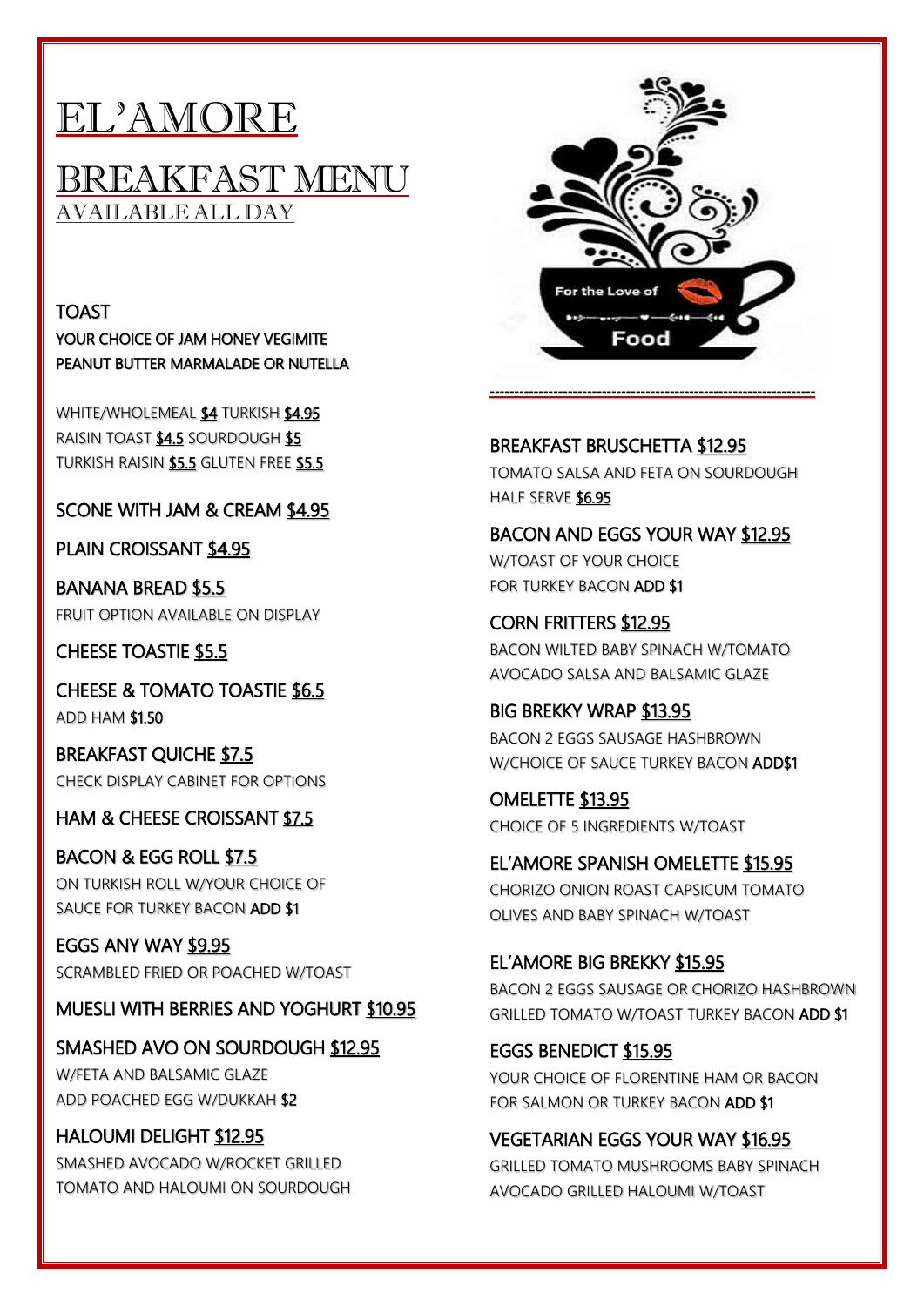# EL'AMORE

## BREAKFAST MENU

AVAILABLE ALL DAY

**TOAST**
YOUR CHOICE OF JAM HONEY VEGIMITE PEANUT BUTTER MARMALADE OR NUTELLA

WHITE/WHOLEMEAL $4 TURKISH $4.95
RAISIN TOAST $4.5 SOURDOUGH $5
TURKISH RAISIN $5.5 GLUTEN FREE $5.5

**SCONE WITH JAM & CREAM $4.95**

**PLAIN CROISSANT $4.95**

**BANANA BREAD $5.5**
FRUIT OPTION AVAILABLE ON DISPLAY

**CHEESE TOASTIE $5.5**

**CHEESE & TOMATO TOASTIE $6.5**
ADD HAM $1.50

**BREAKFAST QUICHE $7.5**
CHECK DISPLAY CABINET FOR OPTIONS

**HAM & CHEESE CROISSANT $7.5**

**BACON & EGG ROLL $7.5**
ON TURKISH ROLL W/YOUR CHOICE OF SAUCE FOR TURKEY BACON ADD $1

**EGGS ANY WAY $9.95**
SCRAMBLED FRIED OR POACHED W/TOAST

**MUESLI WITH BERRIES AND YOGHURT $10.95**

**SMASHED AVO ON SOURDOUGH $12.95**
W/FETA AND BALSAMIC GLAZE
ADD POACHED EGG W/DUKKAH $2

**HALOUMI DELIGHT $12.95**
SMASHED AVOCADO W/ROCKET GRILLED TOMATO AND HALOUMI ON SOURDOUGH

**BREAKFAST BRUSCHETTA $12.95**
TOMATO SALSA AND FETA ON SOURDOUGH
HALF SERVE $6.95

**BACON AND EGGS YOUR WAY $12.95**
W/TOAST OF YOUR CHOICE
FOR TURKEY BACON ADD $1

**CORN FRITTERS $12.95**
BACON WILTED BABY SPINACH W/TOMATO AVOCADO SALSA AND BALSAMIC GLAZE

**BIG BREKKY WRAP $13.95**
BACON 2 EGGS SAUSAGE HASHBROWN W/CHOICE OF SAUCE TURKEY BACON ADD$1

**OMELETTE $13.95**
CHOICE OF 5 INGREDIENTS W/TOAST

**EL'AMORE SPANISH OMELETTE $15.95**
CHORIZO ONION ROAST CAPSICUM TOMATO OLIVES AND BABY SPINACH W/TOAST

**EL'AMORE BIG BREKKY $15.95**
BACON 2 EGGS SAUSAGE OR CHORIZO HASHBROWN GRILLED TOMATO W/TOAST TURKEY BACON ADD $1

**EGGS BENEDICT $15.95**
YOUR CHOICE OF FLORENTINE HAM OR BACON
FOR SALMON OR TURKEY BACON ADD $1

**VEGETARIAN EGGS YOUR WAY $16.95**
GRILLED TOMATO MUSHROOMS BABY SPINACH AVOCADO GRILLED HALOUMI W/TOAST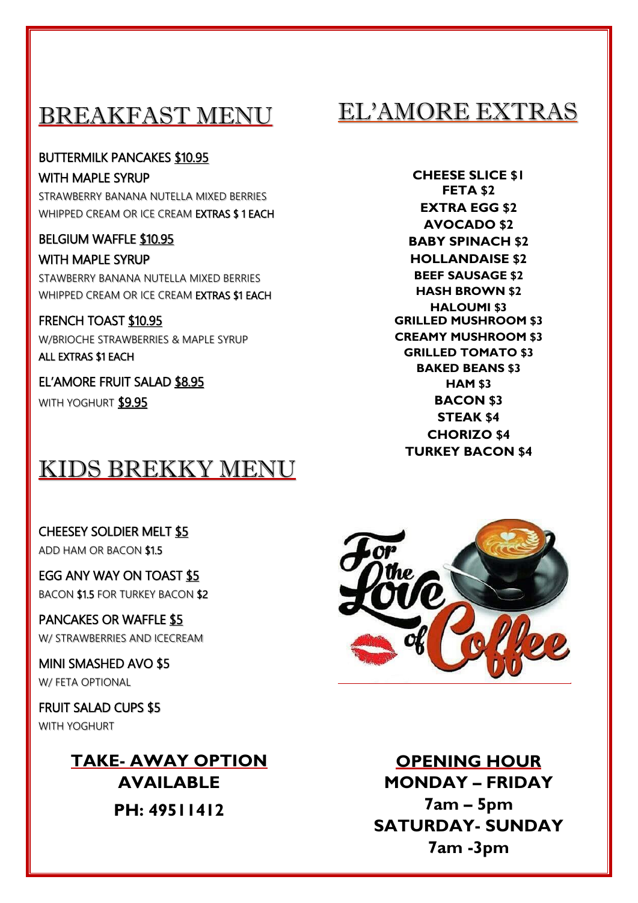# BREAKFAST MENU

BUTTERMILK PANCAKES $10.95
WITH MAPLE SYRUP
STRAWBERRY BANANA NUTELLA MIXED BERRIES
WHIPPED CREAM OR ICE CREAM EXTRAS $ 1 EACH

BELGIUM WAFFLE $10.95
WITH MAPLE SYRUP
STAWBERRY BANANA NUTELLA MIXED BERRIES
WHIPPED CREAM OR ICE CREAM EXTRAS $1 EACH

FRENCH TOAST $10.95
W/BRIOCHE STRAWBERRIES & MAPLE SYRUP
ALL EXTRAS $1 EACH

EL'AMORE FRUIT SALAD $8.95
WITH YOGHURT $9.95

# KIDS BREKKY MENU

CHEESEY SOLDIER MELT $5
ADD HAM OR BACON $1.5

EGG ANY WAY ON TOAST $5
BACON $1.5 FOR TURKEY BACON $2

PANCAKES OR WAFFLE $5
W/ STRAWBERRIES AND ICECREAM

MINI SMASHED AVO $5
W/ FETA OPTIONAL

FRUIT SALAD CUPS $5
WITH YOGHURT

**TAKE- AWAY OPTION AVAILABLE**
**PH: 49511412**

# EL'AMORE EXTRAS

**CHEESE SLICE $1**
**FETA $2**
**EXTRA EGG $2**
**AVOCADO $2**
**BABY SPINACH $2**
**HOLLANDAISE $2**
**BEEF SAUSAGE $2**
**HASH BROWN $2**
**HALOUMI $3**
**GRILLED MUSHROOM $3**
**CREAMY MUSHROOM $3**
**GRILLED TOMATO $3**
**BAKED BEANS $3**
**HAM $3**
**BACON $3**
**STEAK $4**
**CHORIZO $4**
**TURKEY BACON $4**

For the Love of Coffee

**OPENING HOUR**
**MONDAY – FRIDAY**
**7am – 5pm**
**SATURDAY- SUNDAY**
**7am -3pm**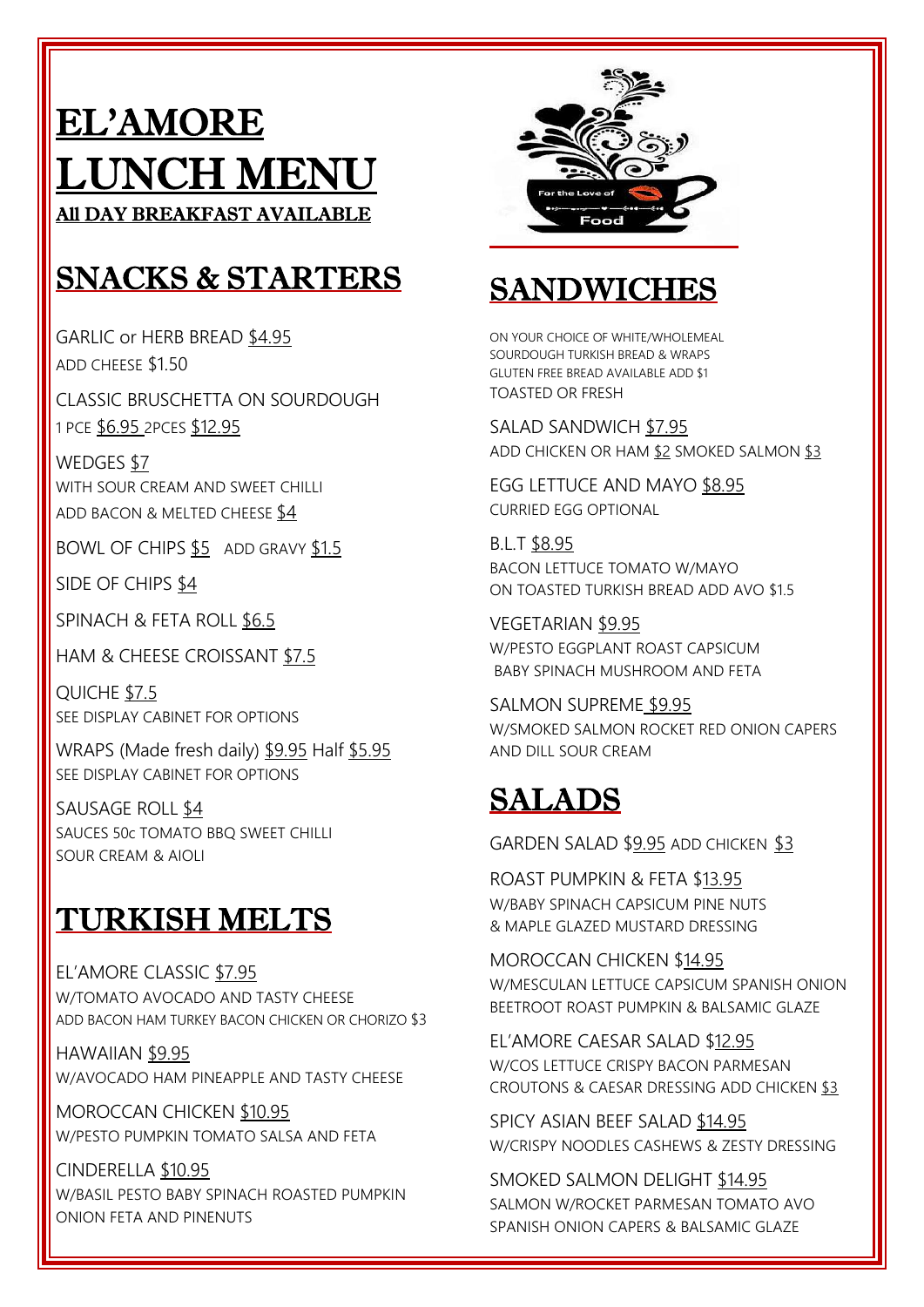# EL'AMORE LUNCH MENU

**All DAY BREAKFAST AVAILABLE**

## SNACKS & STARTERS

GARLIC or HERB BREAD $4.95
ADD CHEESE $1.50

CLASSIC BRUSCHETTA ON SOURDOUGH
1 PCE $6.95 2PCES $12.95

WEDGES $7
WITH SOUR CREAM AND SWEET CHILLI
ADD BACON & MELTED CHEESE $4

BOWL OF CHIPS $5 ADD GRAVY $1.5

SIDE OF CHIPS $4

SPINACH & FETA ROLL $6.5

HAM & CHEESE CROISSANT $7.5

QUICHE $7.5
SEE DISPLAY CABINET FOR OPTIONS

WRAPS (Made fresh daily) $9.95 Half $5.95
SEE DISPLAY CABINET FOR OPTIONS

SAUSAGE ROLL $4
SAUCES 50c TOMATO BBQ SWEET CHILLI
SOUR CREAM & AIOLI

## TURKISH MELTS

EL'AMORE CLASSIC $7.95
W/TOMATO AVOCADO AND TASTY CHEESE
ADD BACON HAM TURKEY BACON CHICKEN OR CHORIZO $3

HAWAIIAN $9.95
W/AVOCADO HAM PINEAPPLE AND TASTY CHEESE

MOROCCAN CHICKEN $10.95
W/PESTO PUMPKIN TOMATO SALSA AND FETA

CINDERELLA $10.95
W/BASIL PESTO BABY SPINACH ROASTED PUMPKIN
ONION FETA AND PINENUTS

## SANDWICHES

ON YOUR CHOICE OF WHITE/WHOLEMEAL
SOURDOUGH TURKISH BREAD & WRAPS
GLUTEN FREE BREAD AVAILABLE ADD $1
TOASTED OR FRESH

SALAD SANDWICH $7.95
ADD CHICKEN OR HAM $2 SMOKED SALMON $3

EGG LETTUCE AND MAYO $8.95
CURRIED EGG OPTIONAL

B.L.T $8.95
BACON LETTUCE TOMATO W/MAYO
ON TOASTED TURKISH BREAD ADD AVO $1.5

VEGETARIAN $9.95
W/PESTO EGGPLANT ROAST CAPSICUM
BABY SPINACH MUSHROOM AND FETA

SALMON SUPREME $9.95
W/SMOKED SALMON ROCKET RED ONION CAPERS
AND DILL SOUR CREAM

## SALADS

GARDEN SALAD $9.95 ADD CHICKEN $3

ROAST PUMPKIN & FETA $13.95
W/BABY SPINACH CAPSICUM PINE NUTS
& MAPLE GLAZED MUSTARD DRESSING

MOROCCAN CHICKEN $14.95
W/MESCULAN LETTUCE CAPSICUM SPANISH ONION
BEETROOT ROAST PUMPKIN & BALSAMIC GLAZE

EL'AMORE CAESAR SALAD $12.95
W/COS LETTUCE CRISPY BACON PARMESAN
CROUTONS & CAESAR DRESSING ADD CHICKEN $3

SPICY ASIAN BEEF SALAD $14.95
W/CRISPY NOODLES CASHEWS & ZESTY DRESSING

SMOKED SALMON DELIGHT $14.95
SALMON W/ROCKET PARMESAN TOMATO AVO
SPANISH ONION CAPERS & BALSAMIC GLAZE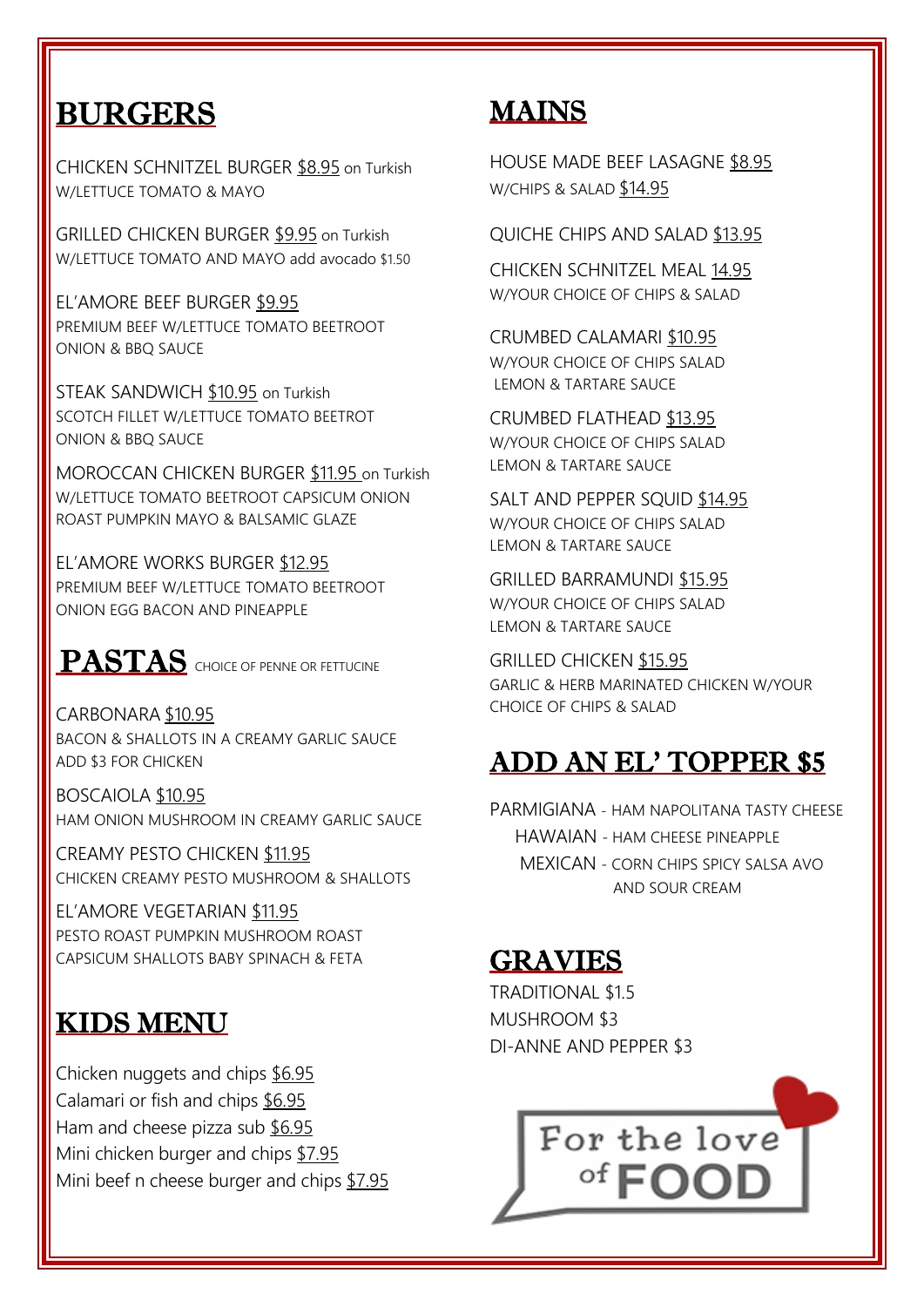# BURGERS

CHICKEN SCHNITZEL BURGER $8.95 on Turkish
W/LETTUCE TOMATO & MAYO

GRILLED CHICKEN BURGER $9.95 on Turkish
W/LETTUCE TOMATO AND MAYO add avocado $1.50

EL'AMORE BEEF BURGER $9.95
PREMIUM BEEF W/LETTUCE TOMATO BEETROOT
ONION & BBQ SAUCE

STEAK SANDWICH $10.95 on Turkish
SCOTCH FILLET W/LETTUCE TOMATO BEETROT
ONION & BBQ SAUCE

MOROCCAN CHICKEN BURGER $11.95 on Turkish
W/LETTUCE TOMATO BEETROOT CAPSICUM ONION
ROAST PUMPKIN MAYO & BALSAMIC GLAZE

EL'AMORE WORKS BURGER $12.95
PREMIUM BEEF W/LETTUCE TOMATO BEETROOT
ONION EGG BACON AND PINEAPPLE

# PASTAS CHOICE OF PENNE OR FETTUCINE

CARBONARA $10.95
BACON & SHALLOTS IN A CREAMY GARLIC SAUCE
ADD $3 FOR CHICKEN

BOSCAIOLA $10.95
HAM ONION MUSHROOM IN CREAMY GARLIC SAUCE

CREAMY PESTO CHICKEN $11.95
CHICKEN CREAMY PESTO MUSHROOM & SHALLOTS

EL'AMORE VEGETARIAN $11.95
PESTO ROAST PUMPKIN MUSHROOM ROAST
CAPSICUM SHALLOTS BABY SPINACH & FETA

# KIDS MENU

Chicken nuggets and chips $6.95
Calamari or fish and chips $6.95
Ham and cheese pizza sub $6.95
Mini chicken burger and chips $7.95
Mini beef n cheese burger and chips $7.95

# MAINS

HOUSE MADE BEEF LASAGNE $8.95
W/CHIPS & SALAD $14.95

QUICHE CHIPS AND SALAD $13.95

CHICKEN SCHNITZEL MEAL 14.95
W/YOUR CHOICE OF CHIPS & SALAD

CRUMBED CALAMARI $10.95
W/YOUR CHOICE OF CHIPS SALAD
LEMON & TARTARE SAUCE

CRUMBED FLATHEAD $13.95
W/YOUR CHOICE OF CHIPS SALAD
LEMON & TARTARE SAUCE

SALT AND PEPPER SQUID $14.95
W/YOUR CHOICE OF CHIPS SALAD
LEMON & TARTARE SAUCE

GRILLED BARRAMUNDI $15.95
W/YOUR CHOICE OF CHIPS SALAD
LEMON & TARTARE SAUCE

GRILLED CHICKEN $15.95
GARLIC & HERB MARINATED CHICKEN W/YOUR
CHOICE OF CHIPS & SALAD

# ADD AN EL' TOPPER $5

PARMIGIANA - HAM NAPOLITANA TASTY CHEESE
HAWAIAN - HAM CHEESE PINEAPPLE
MEXICAN - CORN CHIPS SPICY SALSA AVO AND SOUR CREAM

# GRAVIES

TRADITIONAL $1.5
MUSHROOM $3
DI-ANNE AND PEPPER $3

For the love of FOOD